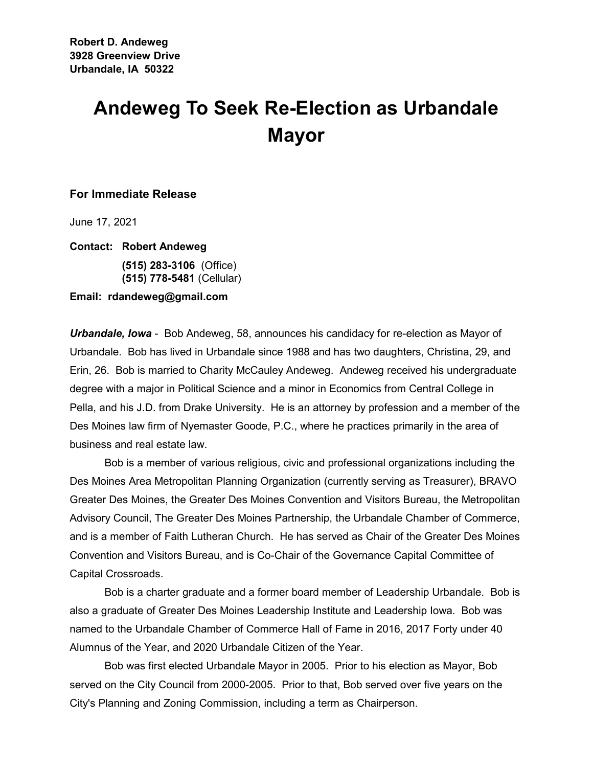**Robert D. Andeweg**
**3928 Greenview Drive**
**Urbandale, IA 50322**

# Andeweg To Seek Re-Election as Urbandale Mayor

### For Immediate Release

June 17, 2021

**Contact: Robert Andeweg**
**(515) 283-3106** (Office)
**(515) 778-5481** (Cellular)

**Email: rdandeweg@gmail.com**

***Urbandale, Iowa*** - Bob Andeweg, 58, announces his candidacy for re-election as Mayor of Urbandale. Bob has lived in Urbandale since 1988 and has two daughters, Christina, 29, and Erin, 26. Bob is married to Charity McCauley Andeweg. Andeweg received his undergraduate degree with a major in Political Science and a minor in Economics from Central College in Pella, and his J.D. from Drake University. He is an attorney by profession and a member of the Des Moines law firm of Nyemaster Goode, P.C., where he practices primarily in the area of business and real estate law.

Bob is a member of various religious, civic and professional organizations including the Des Moines Area Metropolitan Planning Organization (currently serving as Treasurer), BRAVO Greater Des Moines, the Greater Des Moines Convention and Visitors Bureau, the Metropolitan Advisory Council, The Greater Des Moines Partnership, the Urbandale Chamber of Commerce, and is a member of Faith Lutheran Church. He has served as Chair of the Greater Des Moines Convention and Visitors Bureau, and is Co-Chair of the Governance Capital Committee of Capital Crossroads.

Bob is a charter graduate and a former board member of Leadership Urbandale. Bob is also a graduate of Greater Des Moines Leadership Institute and Leadership Iowa. Bob was named to the Urbandale Chamber of Commerce Hall of Fame in 2016, 2017 Forty under 40 Alumnus of the Year, and 2020 Urbandale Citizen of the Year.

Bob was first elected Urbandale Mayor in 2005. Prior to his election as Mayor, Bob served on the City Council from 2000-2005. Prior to that, Bob served over five years on the City's Planning and Zoning Commission, including a term as Chairperson.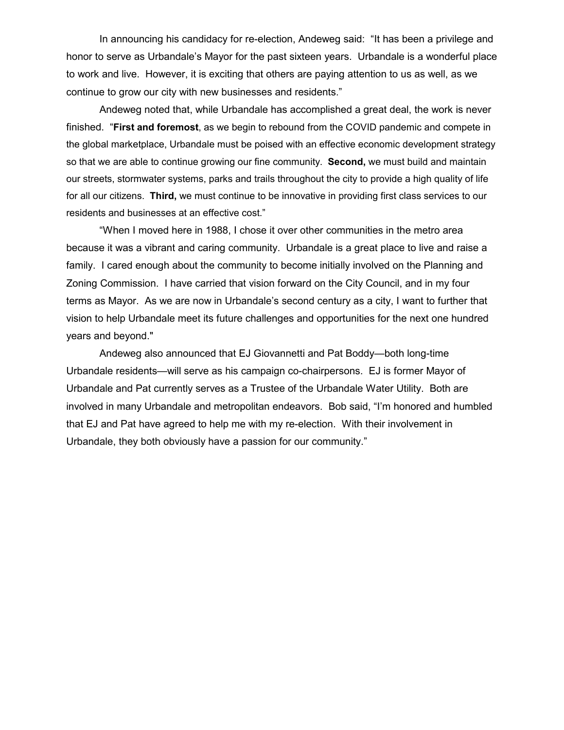In announcing his candidacy for re-election, Andeweg said: "It has been a privilege and honor to serve as Urbandale's Mayor for the past sixteen years. Urbandale is a wonderful place to work and live. However, it is exciting that others are paying attention to us as well, as we continue to grow our city with new businesses and residents."

Andeweg noted that, while Urbandale has accomplished a great deal, the work is never finished. "**First and foremost**, as we begin to rebound from the COVID pandemic and compete in the global marketplace, Urbandale must be poised with an effective economic development strategy so that we are able to continue growing our fine community. **Second,** we must build and maintain our streets, stormwater systems, parks and trails throughout the city to provide a high quality of life for all our citizens. **Third,** we must continue to be innovative in providing first class services to our residents and businesses at an effective cost."

"When I moved here in 1988, I chose it over other communities in the metro area because it was a vibrant and caring community. Urbandale is a great place to live and raise a family. I cared enough about the community to become initially involved on the Planning and Zoning Commission. I have carried that vision forward on the City Council, and in my four terms as Mayor. As we are now in Urbandale's second century as a city, I want to further that vision to help Urbandale meet its future challenges and opportunities for the next one hundred years and beyond."

Andeweg also announced that EJ Giovannetti and Pat Boddy—both long-time Urbandale residents—will serve as his campaign co-chairpersons. EJ is former Mayor of Urbandale and Pat currently serves as a Trustee of the Urbandale Water Utility. Both are involved in many Urbandale and metropolitan endeavors. Bob said, "I'm honored and humbled that EJ and Pat have agreed to help me with my re-election. With their involvement in Urbandale, they both obviously have a passion for our community."